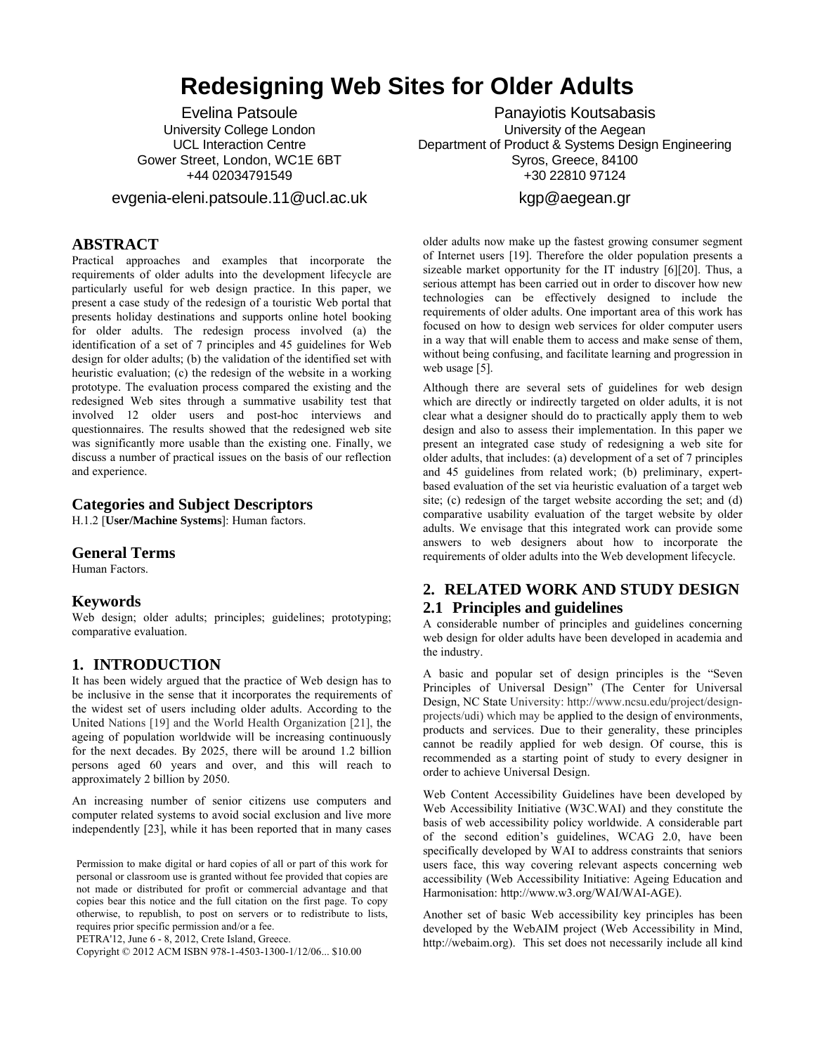# Redesigning Web Sites for Older Adults

Evelina Patsoule
University College London
UCL Interaction Centre
Gower Street, London, WC1E 6BT
+44 02034791549
evgenia-eleni.patsoule.11@ucl.ac.uk

Panayiotis Koutsabasis
University of the Aegean
Department of Product & Systems Design Engineering
Syros, Greece, 84100
+30 22810 97124
kgp@aegean.gr

## ABSTRACT

Practical approaches and examples that incorporate the requirements of older adults into the development lifecycle are particularly useful for web design practice. In this paper, we present a case study of the redesign of a touristic Web portal that presents holiday destinations and supports online hotel booking for older adults. The redesign process involved (a) the identification of a set of 7 principles and 45 guidelines for Web design for older adults; (b) the validation of the identified set with heuristic evaluation; (c) the redesign of the website in a working prototype. The evaluation process compared the existing and the redesigned Web sites through a summative usability test that involved 12 older users and post-hoc interviews and questionnaires. The results showed that the redesigned web site was significantly more usable than the existing one. Finally, we discuss a number of practical issues on the basis of our reflection and experience.

### Categories and Subject Descriptors

H.1.2 [**User/Machine Systems**]: Human factors.

### General Terms

Human Factors.

### Keywords

Web design; older adults; principles; guidelines; prototyping; comparative evaluation.

## 1. INTRODUCTION

It has been widely argued that the practice of Web design has to be inclusive in the sense that it incorporates the requirements of the widest set of users including older adults. According to the United Nations [19] and the World Health Organization [21], the ageing of population worldwide will be increasing continuously for the next decades. By 2025, there will be around 1.2 billion persons aged 60 years and over, and this will reach to approximately 2 billion by 2050.

An increasing number of senior citizens use computers and computer related systems to avoid social exclusion and live more independently [23], while it has been reported that in many cases older adults now make up the fastest growing consumer segment of Internet users [19]. Therefore the older population presents a sizeable market opportunity for the IT industry [6][20]. Thus, a serious attempt has been carried out in order to discover how new technologies can be effectively designed to include the requirements of older adults. One important area of this work has focused on how to design web services for older computer users in a way that will enable them to access and make sense of them, without being confusing, and facilitate learning and progression in web usage [5].

Although there are several sets of guidelines for web design which are directly or indirectly targeted on older adults, it is not clear what a designer should do to practically apply them to web design and also to assess their implementation. In this paper we present an integrated case study of redesigning a web site for older adults, that includes: (a) development of a set of 7 principles and 45 guidelines from related work; (b) preliminary, expert-based evaluation of the set via heuristic evaluation of a target web site; (c) redesign of the target website according the set; and (d) comparative usability evaluation of the target website by older adults. We envisage that this integrated work can provide some answers to web designers about how to incorporate the requirements of older adults into the Web development lifecycle.

Permission to make digital or hard copies of all or part of this work for personal or classroom use is granted without fee provided that copies are not made or distributed for profit or commercial advantage and that copies bear this notice and the full citation on the first page. To copy otherwise, to republish, to post on servers or to redistribute to lists, requires prior specific permission and/or a fee.
PETRA'12, June 6 - 8, 2012, Crete Island, Greece.
Copyright © 2012 ACM ISBN 978-1-4503-1300-1/12/06... $10.00

## 2. RELATED WORK AND STUDY DESIGN

### 2.1 Principles and guidelines

A considerable number of principles and guidelines concerning web design for older adults have been developed in academia and the industry.

A basic and popular set of design principles is the "Seven Principles of Universal Design" (The Center for Universal Design, NC State University: http://www.ncsu.edu/project/design-projects/udi) which may be applied to the design of environments, products and services. Due to their generality, these principles cannot be readily applied for web design. Of course, this is recommended as a starting point of study to every designer in order to achieve Universal Design.

Web Content Accessibility Guidelines have been developed by Web Accessibility Initiative (W3C.WAI) and they constitute the basis of web accessibility policy worldwide. A considerable part of the second edition's guidelines, WCAG 2.0, have been specifically developed by WAI to address constraints that seniors users face, this way covering relevant aspects concerning web accessibility (Web Accessibility Initiative: Ageing Education and Harmonisation: http://www.w3.org/WAI/WAI-AGE).

Another set of basic Web accessibility key principles has been developed by the WebAIM project (Web Accessibility in Mind, http://webaim.org). This set does not necessarily include all kind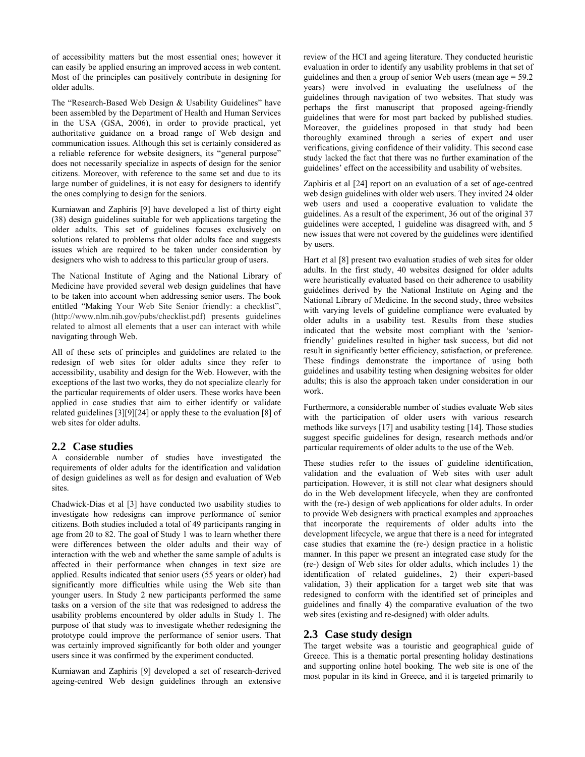of accessibility matters but the most essential ones; however it can easily be applied ensuring an improved access in web content. Most of the principles can positively contribute in designing for older adults.

The "Research-Based Web Design & Usability Guidelines" have been assembled by the Department of Health and Human Services in the USA (GSA, 2006), in order to provide practical, yet authoritative guidance on a broad range of Web design and communication issues. Although this set is certainly considered as a reliable reference for website designers, its "general purpose" does not necessarily specialize in aspects of design for the senior citizens. Moreover, with reference to the same set and due to its large number of guidelines, it is not easy for designers to identify the ones complying to design for the seniors.

Kurniawan and Zaphiris [9] have developed a list of thirty eight (38) design guidelines suitable for web applications targeting the older adults. This set of guidelines focuses exclusively on solutions related to problems that older adults face and suggests issues which are required to be taken under consideration by designers who wish to address to this particular group of users.

The National Institute of Aging and the National Library of Medicine have provided several web design guidelines that have to be taken into account when addressing senior users. The book entitled "Making Your Web Site Senior friendly: a checklist", (http://www.nlm.nih.gov/pubs/checklist.pdf) presents guidelines related to almost all elements that a user can interact with while navigating through Web.

All of these sets of principles and guidelines are related to the redesign of web sites for older adults since they refer to accessibility, usability and design for the Web. However, with the exceptions of the last two works, they do not specialize clearly for the particular requirements of older users. These works have been applied in case studies that aim to either identify or validate related guidelines [3][9][24] or apply these to the evaluation [8] of web sites for older adults.

## 2.2 Case studies

A considerable number of studies have investigated the requirements of older adults for the identification and validation of design guidelines as well as for design and evaluation of Web sites.

Chadwick-Dias et al [3] have conducted two usability studies to investigate how redesigns can improve performance of senior citizens. Both studies included a total of 49 participants ranging in age from 20 to 82. The goal of Study 1 was to learn whether there were differences between the older adults and their way of interaction with the web and whether the same sample of adults is affected in their performance when changes in text size are applied. Results indicated that senior users (55 years or older) had significantly more difficulties while using the Web site than younger users. In Study 2 new participants performed the same tasks on a version of the site that was redesigned to address the usability problems encountered by older adults in Study 1. The purpose of that study was to investigate whether redesigning the prototype could improve the performance of senior users. That was certainly improved significantly for both older and younger users since it was confirmed by the experiment conducted.

Kurniawan and Zaphiris [9] developed a set of research-derived ageing-centred Web design guidelines through an extensive review of the HCI and ageing literature. They conducted heuristic evaluation in order to identify any usability problems in that set of guidelines and then a group of senior Web users (mean age = 59.2 years) were involved in evaluating the usefulness of the guidelines through navigation of two websites. That study was perhaps the first manuscript that proposed ageing-friendly guidelines that were for most part backed by published studies. Moreover, the guidelines proposed in that study had been thoroughly examined through a series of expert and user verifications, giving confidence of their validity. This second case study lacked the fact that there was no further examination of the guidelines' effect on the accessibility and usability of websites.

Zaphiris et al [24] report on an evaluation of a set of age-centred web design guidelines with older web users. They invited 24 older web users and used a cooperative evaluation to validate the guidelines. As a result of the experiment, 36 out of the original 37 guidelines were accepted, 1 guideline was disagreed with, and 5 new issues that were not covered by the guidelines were identified by users.

Hart et al [8] present two evaluation studies of web sites for older adults. In the first study, 40 websites designed for older adults were heuristically evaluated based on their adherence to usability guidelines derived by the National Institute on Aging and the National Library of Medicine. In the second study, three websites with varying levels of guideline compliance were evaluated by older adults in a usability test. Results from these studies indicated that the website most compliant with the 'senior-friendly' guidelines resulted in higher task success, but did not result in significantly better efficiency, satisfaction, or preference. These findings demonstrate the importance of using both guidelines and usability testing when designing websites for older adults; this is also the approach taken under consideration in our work.

Furthermore, a considerable number of studies evaluate Web sites with the participation of older users with various research methods like surveys [17] and usability testing [14]. Those studies suggest specific guidelines for design, research methods and/or particular requirements of older adults to the use of the Web.

These studies refer to the issues of guideline identification, validation and the evaluation of Web sites with user adult participation. However, it is still not clear what designers should do in the Web development lifecycle, when they are confronted with the (re-) design of web applications for older adults. In order to provide Web designers with practical examples and approaches that incorporate the requirements of older adults into the development lifecycle, we argue that there is a need for integrated case studies that examine the (re-) design practice in a holistic manner. In this paper we present an integrated case study for the (re-) design of Web sites for older adults, which includes 1) the identification of related guidelines, 2) their expert-based validation, 3) their application for a target web site that was redesigned to conform with the identified set of principles and guidelines and finally 4) the comparative evaluation of the two web sites (existing and re-designed) with older adults.

## 2.3 Case study design

The target website was a touristic and geographical guide of Greece. This is a thematic portal presenting holiday destinations and supporting online hotel booking. The web site is one of the most popular in its kind in Greece, and it is targeted primarily to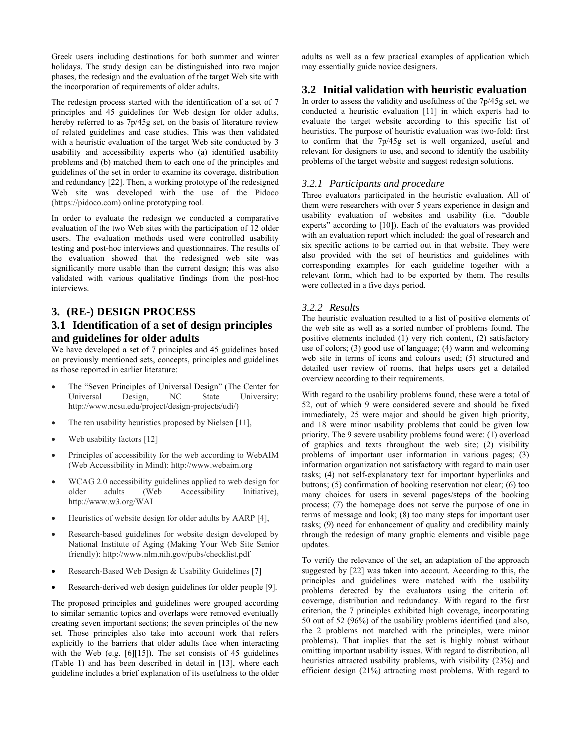Greek users including destinations for both summer and winter holidays. The study design can be distinguished into two major phases, the redesign and the evaluation of the target Web site with the incorporation of requirements of older adults.

The redesign process started with the identification of a set of 7 principles and 45 guidelines for Web design for older adults, hereby referred to as 7p/45g set, on the basis of literature review of related guidelines and case studies. This was then validated with a heuristic evaluation of the target Web site conducted by 3 usability and accessibility experts who (a) identified usability problems and (b) matched them to each one of the principles and guidelines of the set in order to examine its coverage, distribution and redundancy [22]. Then, a working prototype of the redesigned Web site was developed with the use of the Pidoco (https://pidoco.com) online prototyping tool.

In order to evaluate the redesign we conducted a comparative evaluation of the two Web sites with the participation of 12 older users. The evaluation methods used were controlled usability testing and post-hoc interviews and questionnaires. The results of the evaluation showed that the redesigned web site was significantly more usable than the current design; this was also validated with various qualitative findings from the post-hoc interviews.

# 3. (RE-) DESIGN PROCESS

## 3.1 Identification of a set of design principles and guidelines for older adults

We have developed a set of 7 principles and 45 guidelines based on previously mentioned sets, concepts, principles and guidelines as those reported in earlier literature:

- The "Seven Principles of Universal Design" (The Center for Universal Design, NC State University: http://www.ncsu.edu/project/design-projects/udi/)
- The ten usability heuristics proposed by Nielsen [11],
- Web usability factors [12]
- Principles of accessibility for the web according to WebAIM (Web Accessibility in Mind): http://www.webaim.org
- WCAG 2.0 accessibility guidelines applied to web design for older adults (Web Accessibility Initiative), http://www.w3.org/WAI
- Heuristics of website design for older adults by AARP [4],
- Research-based guidelines for website design developed by National Institute of Aging (Making Your Web Site Senior friendly): http://www.nlm.nih.gov/pubs/checklist.pdf
- Research-Based Web Design & Usability Guidelines [7]
- Research-derived web design guidelines for older people [9].

The proposed principles and guidelines were grouped according to similar semantic topics and overlaps were removed eventually creating seven important sections; the seven principles of the new set. Those principles also take into account work that refers explicitly to the barriers that older adults face when interacting with the Web (e.g. [6][15]). The set consists of 45 guidelines (Table 1) and has been described in detail in [13], where each guideline includes a brief explanation of its usefulness to the older adults as well as a few practical examples of application which may essentially guide novice designers.

## 3.2 Initial validation with heuristic evaluation

In order to assess the validity and usefulness of the 7p/45g set, we conducted a heuristic evaluation [11] in which experts had to evaluate the target website according to this specific list of heuristics. The purpose of heuristic evaluation was two-fold: first to confirm that the 7p/45g set is well organized, useful and relevant for designers to use, and second to identify the usability problems of the target website and suggest redesign solutions.

### *3.2.1 Participants and procedure*

Three evaluators participated in the heuristic evaluation. All of them were researchers with over 5 years experience in design and usability evaluation of websites and usability (i.e. "double experts" according to [10]). Each of the evaluators was provided with an evaluation report which included: the goal of research and six specific actions to be carried out in that website. They were also provided with the set of heuristics and guidelines with corresponding examples for each guideline together with a relevant form, which had to be exported by them. The results were collected in a five days period.

### *3.2.2 Results*

The heuristic evaluation resulted to a list of positive elements of the web site as well as a sorted number of problems found. The positive elements included (1) very rich content, (2) satisfactory use of colors; (3) good use of language; (4) warm and welcoming web site in terms of icons and colours used; (5) structured and detailed user review of rooms, that helps users get a detailed overview according to their requirements.

With regard to the usability problems found, these were a total of 52, out of which 9 were considered severe and should be fixed immediately, 25 were major and should be given high priority, and 18 were minor usability problems that could be given low priority. The 9 severe usability problems found were: (1) overload of graphics and texts throughout the web site; (2) visibility problems of important user information in various pages; (3) information organization not satisfactory with regard to main user tasks; (4) not self-explanatory text for important hyperlinks and buttons; (5) confirmation of booking reservation not clear; (6) too many choices for users in several pages/steps of the booking process; (7) the homepage does not serve the purpose of one in terms of message and look; (8) too many steps for important user tasks; (9) need for enhancement of quality and credibility mainly through the redesign of many graphic elements and visible page updates.

To verify the relevance of the set, an adaptation of the approach suggested by [22] was taken into account. According to this, the principles and guidelines were matched with the usability problems detected by the evaluators using the criteria of: coverage, distribution and redundancy. With regard to the first criterion, the 7 principles exhibited high coverage, incorporating 50 out of 52 (96%) of the usability problems identified (and also, the 2 problems not matched with the principles, were minor problems). That implies that the set is highly robust without omitting important usability issues. With regard to distribution, all heuristics attracted usability problems, with visibility (23%) and efficient design (21%) attracting most problems. With regard to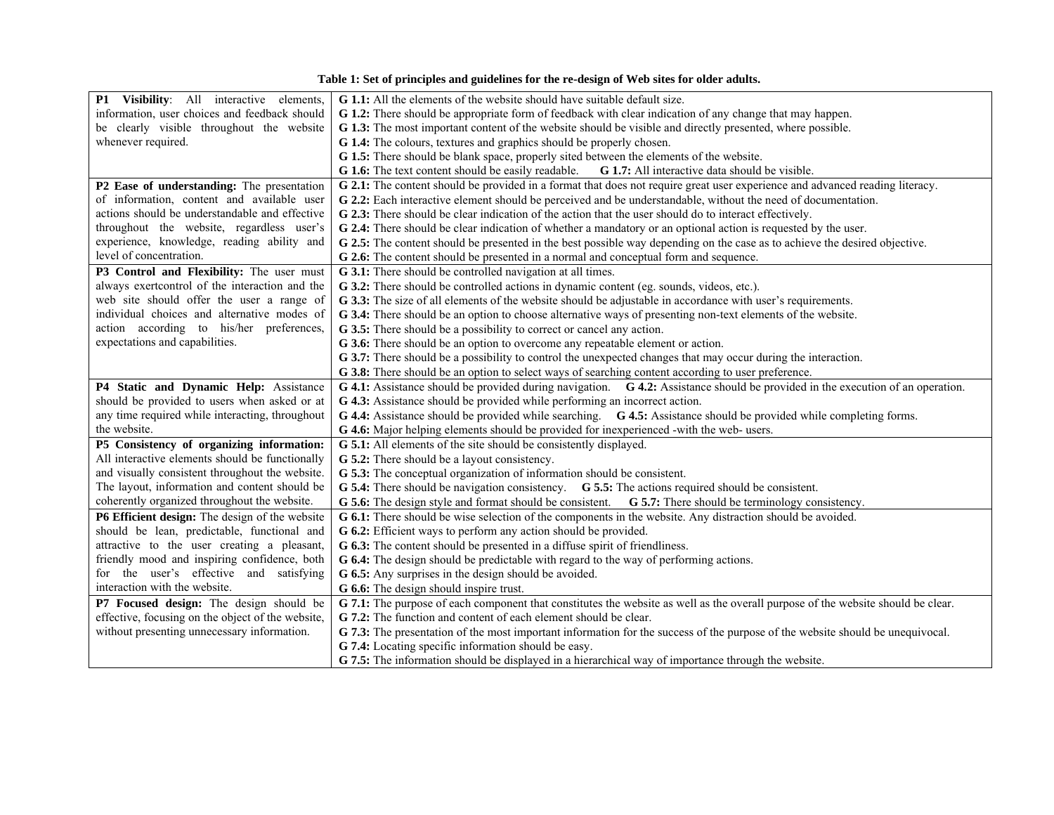**Table 1: Set of principles and guidelines for the re-design of Web sites for older adults.**

| Principle | Guidelines |
|---|---|
| **P1 Visibility**: All interactive elements, information, user choices and feedback should be clearly visible throughout the website whenever required. | **G 1.1:** All the elements of the website should have suitable default size.<br>**G 1.2:** There should be appropriate form of feedback with clear indication of any change that may happen.<br>**G 1.3:** The most important content of the website should be visible and directly presented, where possible.<br>**G 1.4:** The colours, textures and graphics should be properly chosen.<br>**G 1.5:** There should be blank space, properly sited between the elements of the website.<br>**G 1.6:** The text content should be easily readable. **G 1.7:** All interactive data should be visible. |
| **P2 Ease of understanding:** The presentation of information, content and available user actions should be understandable and effective throughout the website, regardless user's experience, knowledge, reading ability and level of concentration. | **G 2.1:** The content should be provided in a format that does not require great user experience and advanced reading literacy.<br>**G 2.2:** Each interactive element should be perceived and be understandable, without the need of documentation.<br>**G 2.3:** There should be clear indication of the action that the user should do to interact effectively.<br>**G 2.4:** There should be clear indication of whether a mandatory or an optional action is requested by the user.<br>**G 2.5:** The content should be presented in the best possible way depending on the case as to achieve the desired objective.<br>**G 2.6:** The content should be presented in a normal and conceptual form and sequence. |
| **P3 Control and Flexibility:** The user must always exertcontrol of the interaction and the web site should offer the user a range of individual choices and alternative modes of action according to his/her preferences, expectations and capabilities. | **G 3.1:** There should be controlled navigation at all times.<br>**G 3.2:** There should be controlled actions in dynamic content (eg. sounds, videos, etc.).<br>**G 3.3:** The size of all elements of the website should be adjustable in accordance with user's requirements.<br>**G 3.4:** There should be an option to choose alternative ways of presenting non-text elements of the website.<br>**G 3.5:** There should be a possibility to correct or cancel any action.<br>**G 3.6:** There should be an option to overcome any repeatable element or action.<br>**G 3.7:** There should be a possibility to control the unexpected changes that may occur during the interaction.<br>**G 3.8:** There should be an option to select ways of searching content according to user preference. |
| **P4 Static and Dynamic Help:** Assistance should be provided to users when asked or at any time required while interacting, throughout the website. | **G 4.1:** Assistance should be provided during navigation. **G 4.2:** Assistance should be provided in the execution of an operation.<br>**G 4.3:** Assistance should be provided while performing an incorrect action.<br>**G 4.4:** Assistance should be provided while searching. **G 4.5:** Assistance should be provided while completing forms.<br>**G 4.6:** Major helping elements should be provided for inexperienced -with the web- users. |
| **P5 Consistency of organizing information:** All interactive elements should be functionally and visually consistent throughout the website. The layout, information and content should be coherently organized throughout the website. | **G 5.1:** All elements of the site should be consistently displayed.<br>**G 5.2:** There should be a layout consistency.<br>**G 5.3:** The conceptual organization of information should be consistent.<br>**G 5.4:** There should be navigation consistency. **G 5.5:** The actions required should be consistent.<br>**G 5.6:** The design style and format should be consistent. **G 5.7:** There should be terminology consistency. |
| **P6 Efficient design:** The design of the website should be lean, predictable, functional and attractive to the user creating a pleasant, friendly mood and inspiring confidence, both for the user's effective and satisfying interaction with the website. | **G 6.1:** There should be wise selection of the components in the website. Any distraction should be avoided.<br>**G 6.2:** Efficient ways to perform any action should be provided.<br>**G 6.3:** The content should be presented in a diffuse spirit of friendliness.<br>**G 6.4:** The design should be predictable with regard to the way of performing actions.<br>**G 6.5:** Any surprises in the design should be avoided.<br>**G 6.6:** The design should inspire trust. |
| **P7 Focused design:** The design should be effective, focusing on the object of the website, without presenting unnecessary information. | **G 7.1:** The purpose of each component that constitutes the website as well as the overall purpose of the website should be clear.<br>**G 7.2:** The function and content of each element should be clear.<br>**G 7.3:** The presentation of the most important information for the success of the purpose of the website should be unequivocal.<br>**G 7.4:** Locating specific information should be easy.<br>**G 7.5:** The information should be displayed in a hierarchical way of importance through the website. |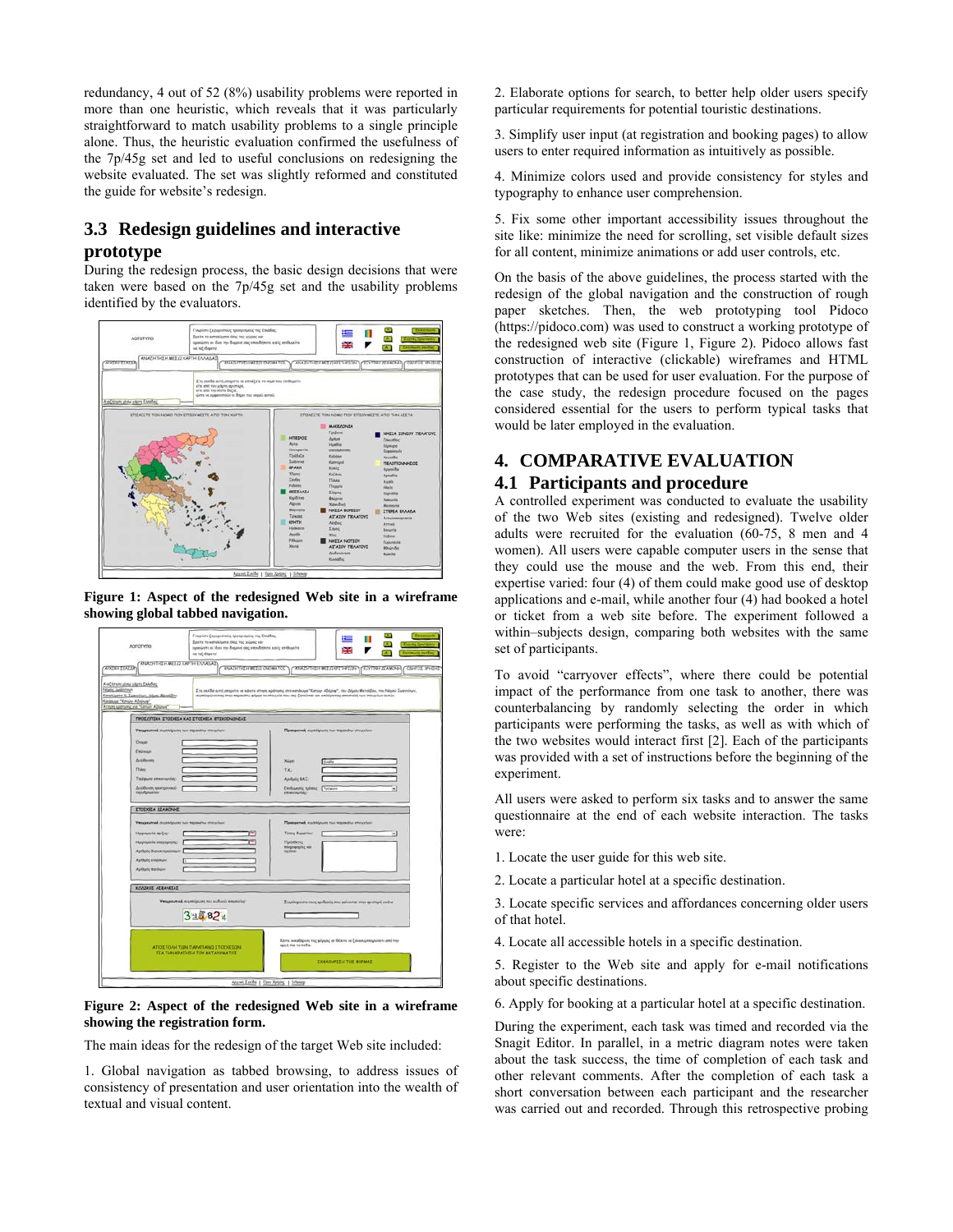redundancy, 4 out of 52 (8%) usability problems were reported in more than one heuristic, which reveals that it was particularly straightforward to match usability problems to a single principle alone. Thus, the heuristic evaluation confirmed the usefulness of the 7p/45g set and led to useful conclusions on redesigning the website evaluated. The set was slightly reformed and constituted the guide for website's redesign.

## 3.3 Redesign guidelines and interactive prototype

During the redesign process, the basic design decisions that were taken were based on the 7p/45g set and the usability problems identified by the evaluators.

**Figure 1: Aspect of the redesigned Web site in a wireframe showing global tabbed navigation.**

**Figure 2: Aspect of the redesigned Web site in a wireframe showing the registration form.**

The main ideas for the redesign of the target Web site included:

1. Global navigation as tabbed browsing, to address issues of consistency of presentation and user orientation into the wealth of textual and visual content.

2. Elaborate options for search, to better help older users specify particular requirements for potential touristic destinations.

3. Simplify user input (at registration and booking pages) to allow users to enter required information as intuitively as possible.

4. Minimize colors used and provide consistency for styles and typography to enhance user comprehension.

5. Fix some other important accessibility issues throughout the site like: minimize the need for scrolling, set visible default sizes for all content, minimize animations or add user controls, etc.

On the basis of the above guidelines, the process started with the redesign of the global navigation and the construction of rough paper sketches. Then, the web prototyping tool Pidoco (https://pidoco.com) was used to construct a working prototype of the redesigned web site (Figure 1, Figure 2). Pidoco allows fast construction of interactive (clickable) wireframes and HTML prototypes that can be used for user evaluation. For the purpose of the case study, the redesign procedure focused on the pages considered essential for the users to perform typical tasks that would be later employed in the evaluation.

# 4. COMPARATIVE EVALUATION

## 4.1 Participants and procedure

A controlled experiment was conducted to evaluate the usability of the two Web sites (existing and redesigned). Twelve older adults were recruited for the evaluation (60-75, 8 men and 4 women). All users were capable computer users in the sense that they could use the mouse and the web. From this end, their expertise varied: four (4) of them could make good use of desktop applications and e-mail, while another four (4) had booked a hotel or ticket from a web site before. The experiment followed a within–subjects design, comparing both websites with the same set of participants.

To avoid "carryover effects", where there could be potential impact of the performance from one task to another, there was counterbalancing by randomly selecting the order in which participants were performing the tasks, as well as with which of the two websites would interact first [2]. Each of the participants was provided with a set of instructions before the beginning of the experiment.

All users were asked to perform six tasks and to answer the same questionnaire at the end of each website interaction. The tasks were:

1. Locate the user guide for this web site.

2. Locate a particular hotel at a specific destination.

3. Locate specific services and affordances concerning older users of that hotel.

4. Locate all accessible hotels in a specific destination.

5. Register to the Web site and apply for e-mail notifications about specific destinations.

6. Apply for booking at a particular hotel at a specific destination.

During the experiment, each task was timed and recorded via the Snagit Editor. In parallel, in a metric diagram notes were taken about the task success, the time of completion of each task and other relevant comments. After the completion of each task a short conversation between each participant and the researcher was carried out and recorded. Through this retrospective probing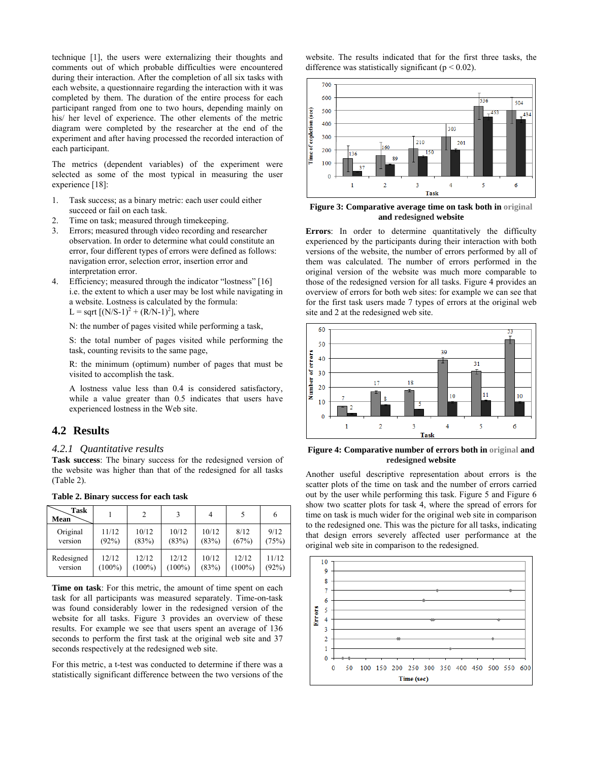technique [1], the users were externalizing their thoughts and comments out of which probable difficulties were encountered during their interaction. After the completion of all six tasks with each website, a questionnaire regarding the interaction with it was completed by them. The duration of the entire process for each participant ranged from one to two hours, depending mainly on his/ her level of experience. The other elements of the metric diagram were completed by the researcher at the end of the experiment and after having processed the recorded interaction of each participant.

The metrics (dependent variables) of the experiment were selected as some of the most typical in measuring the user experience [18]:

1. Task success; as a binary metric: each user could either succeed or fail on each task.
2. Time on task; measured through timekeeping.
3. Errors; measured through video recording and researcher observation. In order to determine what could constitute an error, four different types of errors were defined as follows: navigation error, selection error, insertion error and interpretation error.
4. Efficiency; measured through the indicator "lostness" [16] i.e. the extent to which a user may be lost while navigating in a website. Lostness is calculated by the formula: $L = \text{sqrt}\,[(N/S-1)^2 + (R/N-1)^2]$, where

   N: the number of pages visited while performing a task,

   S: the total number of pages visited while performing the task, counting revisits to the same page,

   R: the minimum (optimum) number of pages that must be visited to accomplish the task.

   A lostness value less than 0.4 is considered satisfactory, while a value greater than 0.5 indicates that users have experienced lostness in the Web site.

## 4.2 Results

### 4.2.1 Quantitative results

**Task success**: The binary success for the redesigned version of the website was higher than that of the redesigned for all tasks (Table 2).

**Table 2. Binary success for each task**

| Mean \ Task | 1 | 2 | 3 | 4 | 5 | 6 |
|---|---|---|---|---|---|---|
| Original version | 11/12 (92%) | 10/12 (83%) | 10/12 (83%) | 10/12 (83%) | 8/12 (67%) | 9/12 (75%) |
| Redesigned version | 12/12 (100%) | 12/12 (100%) | 12/12 (100%) | 10/12 (83%) | 12/12 (100%) | 11/12 (92%) |

**Time on task**: For this metric, the amount of time spent on each task for all participants was measured separately. Time-on-task was found considerably lower in the redesigned version of the website for all tasks. Figure 3 provides an overview of these results. For example we see that users spent an average of 136 seconds to perform the first task at the original web site and 37 seconds respectively at the redesigned web site.

For this metric, a t-test was conducted to determine if there was a statistically significant difference between the two versions of the website. The results indicated that for the first three tasks, the difference was statistically significant ($p < 0.02$).

**Figure 3: Comparative average time on task both in original and redesigned website**

**Errors**: In order to determine quantitatively the difficulty experienced by the participants during their interaction with both versions of the website, the number of errors performed by all of them was calculated. The number of errors performed in the original version of the website was much more comparable to those of the redesigned version for all tasks. Figure 4 provides an overview of errors for both web sites: for example we can see that for the first task users made 7 types of errors at the original web site and 2 at the redesigned web site.

**Figure 4: Comparative number of errors both in original and redesigned website**

Another useful descriptive representation about errors is the scatter plots of the time on task and the number of errors carried out by the user while performing this task. Figure 5 and Figure 6 show two scatter plots for task 4, where the spread of errors for time on task is much wider for the original web site in comparison to the redesigned one. This was the picture for all tasks, indicating that design errors severely affected user performance at the original web site in comparison to the redesigned.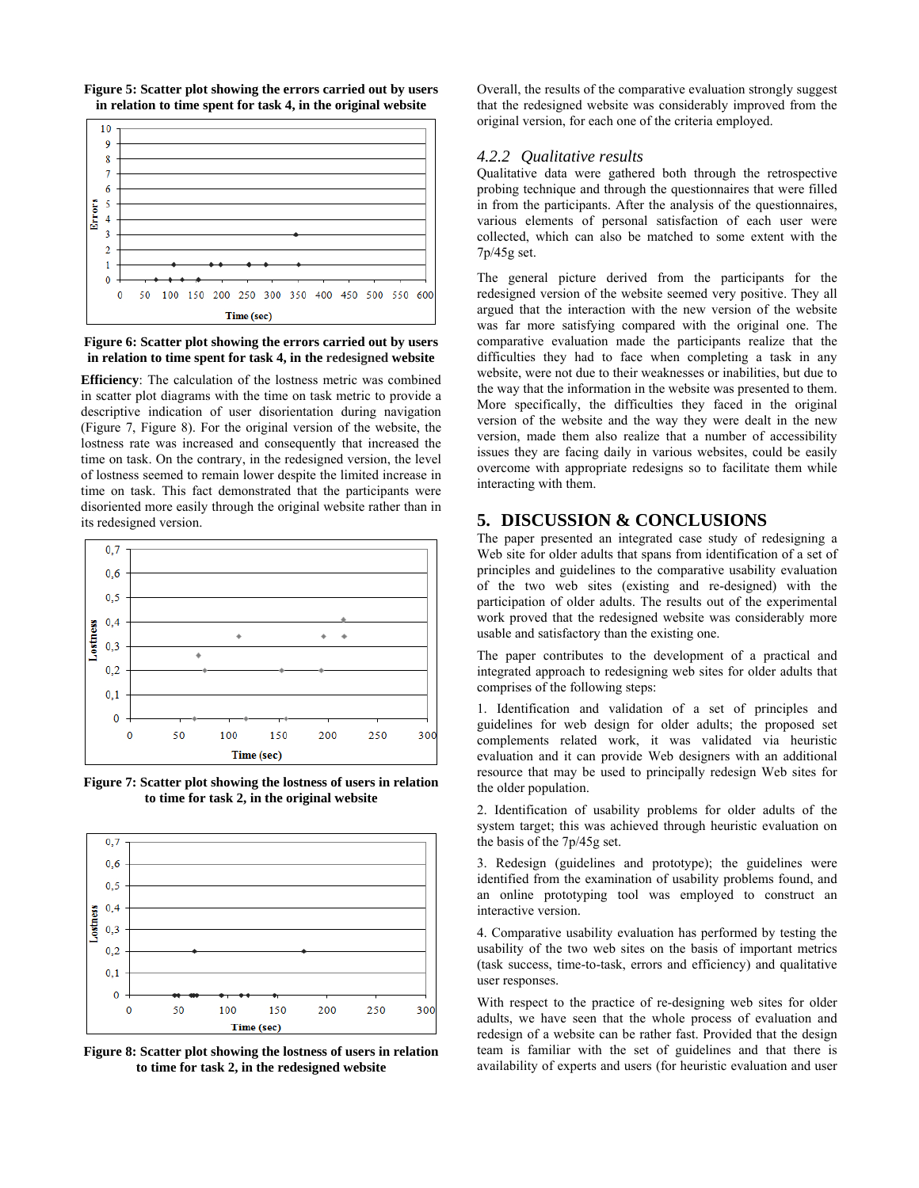**Figure 5: Scatter plot showing the errors carried out by users in relation to time spent for task 4, in the original website**

**Figure 6: Scatter plot showing the errors carried out by users in relation to time spent for task 4, in the redesigned website**

**Efficiency**: The calculation of the lostness metric was combined in scatter plot diagrams with the time on task metric to provide a descriptive indication of user disorientation during navigation (Figure 7, Figure 8). For the original version of the website, the lostness rate was increased and consequently that increased the time on task. On the contrary, in the redesigned version, the level of lostness seemed to remain lower despite the limited increase in time on task. This fact demonstrated that the participants were disoriented more easily through the original website rather than in its redesigned version.

**Figure 7: Scatter plot showing the lostness of users in relation to time for task 2, in the original website**

**Figure 8: Scatter plot showing the lostness of users in relation to time for task 2, in the redesigned website**

Overall, the results of the comparative evaluation strongly suggest that the redesigned website was considerably improved from the original version, for each one of the criteria employed.

### 4.2.2 *Qualitative results*

Qualitative data were gathered both through the retrospective probing technique and through the questionnaires that were filled in from the participants. After the analysis of the questionnaires, various elements of personal satisfaction of each user were collected, which can also be matched to some extent with the 7p/45g set.

The general picture derived from the participants for the redesigned version of the website seemed very positive. They all argued that the interaction with the new version of the website was far more satisfying compared with the original one. The comparative evaluation made the participants realize that the difficulties they had to face when completing a task in any website, were not due to their weaknesses or inabilities, but due to the way that the information in the website was presented to them. More specifically, the difficulties they faced in the original version of the website and the way they were dealt in the new version, made them also realize that a number of accessibility issues they are facing daily in various websites, could be easily overcome with appropriate redesigns so to facilitate them while interacting with them.

## 5. DISCUSSION & CONCLUSIONS

The paper presented an integrated case study of redesigning a Web site for older adults that spans from identification of a set of principles and guidelines to the comparative usability evaluation of the two web sites (existing and re-designed) with the participation of older adults. The results out of the experimental work proved that the redesigned website was considerably more usable and satisfactory than the existing one.

The paper contributes to the development of a practical and integrated approach to redesigning web sites for older adults that comprises of the following steps:

1. Identification and validation of a set of principles and guidelines for web design for older adults; the proposed set complements related work, it was validated via heuristic evaluation and it can provide Web designers with an additional resource that may be used to principally redesign Web sites for the older population.

2. Identification of usability problems for older adults of the system target; this was achieved through heuristic evaluation on the basis of the 7p/45g set.

3. Redesign (guidelines and prototype); the guidelines were identified from the examination of usability problems found, and an online prototyping tool was employed to construct an interactive version.

4. Comparative usability evaluation has performed by testing the usability of the two web sites on the basis of important metrics (task success, time-to-task, errors and efficiency) and qualitative user responses.

With respect to the practice of re-designing web sites for older adults, we have seen that the whole process of evaluation and redesign of a website can be rather fast. Provided that the design team is familiar with the set of guidelines and that there is availability of experts and users (for heuristic evaluation and user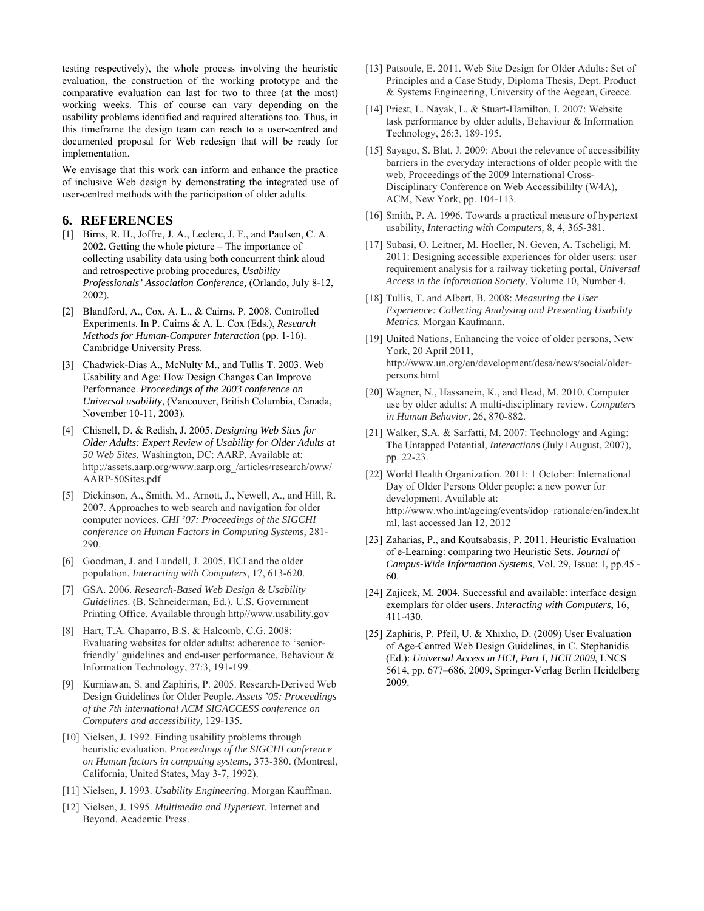testing respectively), the whole process involving the heuristic evaluation, the construction of the working prototype and the comparative evaluation can last for two to three (at the most) working weeks. This of course can vary depending on the usability problems identified and required alterations too. Thus, in this timeframe the design team can reach to a user-centred and documented proposal for Web redesign that will be ready for implementation.

We envisage that this work can inform and enhance the practice of inclusive Web design by demonstrating the integrated use of user-centred methods with the participation of older adults.

## 6. REFERENCES

[1] Birns, R. H., Joffre, J. A., Leclerc, J. F., and Paulsen, C. A. 2002. Getting the whole picture – The importance of collecting usability data using both concurrent think aloud and retrospective probing procedures, *Usability Professionals' Association Conference,* (Orlando, July 8-12, 2002).

[2] Blandford, A., Cox, A. L., & Cairns, P. 2008. Controlled Experiments. In P. Cairns & A. L. Cox (Eds.), *Research Methods for Human-Computer Interaction* (pp. 1-16). Cambridge University Press.

[3] Chadwick-Dias A., McNulty M., and Tullis T. 2003. Web Usability and Age: How Design Changes Can Improve Performance. *Proceedings of the 2003 conference on Universal usability,* (Vancouver, British Columbia, Canada, November 10-11, 2003).

[4] Chisnell, D. & Redish, J. 2005. *Designing Web Sites for Older Adults: Expert Review of Usability for Older Adults at 50 Web Sites.* Washington, DC: AARP. Available at: http://assets.aarp.org/www.aarp.org_/articles/research/oww/AARP-50Sites.pdf

[5] Dickinson, A., Smith, M., Arnott, J., Newell, A., and Hill, R. 2007. Approaches to web search and navigation for older computer novices. *CHI '07: Proceedings of the SIGCHI conference on Human Factors in Computing Systems,* 281-290.

[6] Goodman, J. and Lundell, J. 2005. HCI and the older population. *Interacting with Computers*, 17, 613-620.

[7] GSA. 2006. *Research-Based Web Design & Usability Guidelines*. (B. Schneiderman, Ed.). U.S. Government Printing Office. Available through http//www.usability.gov

[8] Hart, T.A. Chaparro, B.S. & Halcomb, C.G. 2008: Evaluating websites for older adults: adherence to 'senior-friendly' guidelines and end-user performance, Behaviour & Information Technology, 27:3, 191-199.

[9] Kurniawan, S. and Zaphiris, P. 2005. Research-Derived Web Design Guidelines for Older People. *Assets '05: Proceedings of the 7th international ACM SIGACCESS conference on Computers and accessibility,* 129-135.

[10] Nielsen, J. 1992. Finding usability problems through heuristic evaluation. *Proceedings of the SIGCHI conference on Human factors in computing systems,* 373-380. (Montreal, California, United States, May 3-7, 1992).

[11] Nielsen, J. 1993. *Usability Engineering*. Morgan Kauffman.

[12] Nielsen, J. 1995. *Multimedia and Hypertext.* Internet and Beyond. Academic Press.

[13] Patsoule, E. 2011. Web Site Design for Older Adults: Set of Principles and a Case Study, Diploma Thesis, Dept. Product & Systems Engineering, University of the Aegean, Greece.

[14] Priest, L. Nayak, L. & Stuart-Hamilton, I. 2007: Website task performance by older adults, Behaviour & Information Technology, 26:3, 189-195.

[15] Sayago, S. Blat, J. 2009: About the relevance of accessibility barriers in the everyday interactions of older people with the web, Proceedings of the 2009 International Cross-Disciplinary Conference on Web Accessibililty (W4A), ACM, New York, pp. 104-113.

[16] Smith, P. A. 1996. Towards a practical measure of hypertext usability, *Interacting with Computers,* 8, 4, 365-381.

[17] Subasi, O. Leitner, M. Hoeller, N. Geven, A. Tscheligi, M. 2011: Designing accessible experiences for older users: user requirement analysis for a railway ticketing portal, *Universal Access in the Information Society*, Volume 10, Number 4.

[18] Tullis, T. and Albert, B. 2008: *Measuring the User Experience: Collecting Analysing and Presenting Usability Metrics.* Morgan Kaufmann.

[19] United Nations, Enhancing the voice of older persons, New York, 20 April 2011, http://www.un.org/en/development/desa/news/social/older-persons.html

[20] Wagner, N., Hassanein, K., and Head, M. 2010. Computer use by older adults: A multi-disciplinary review. *Computers in Human Behavior,* 26, 870-882.

[21] Walker, S.A. & Sarfatti, M. 2007: Technology and Aging: The Untapped Potential, *Interactions* (July+August, 2007), pp. 22-23.

[22] World Health Organization. 2011: 1 October: International Day of Older Persons Older people: a new power for development. Available at: http://www.who.int/ageing/events/idop_rationale/en/index.html, last accessed Jan 12, 2012

[23] Zaharias, P., and Koutsabasis, P. 2011. Heuristic Evaluation of e-Learning: comparing two Heuristic Sets. *Journal of Campus-Wide Information Systems*, Vol. 29, Issue: 1, pp.45 - 60.

[24] Zajicek, M. 2004. Successful and available: interface design exemplars for older users. *Interacting with Computers*, 16, 411-430.

[25] Zaphiris, P. Pfeil, U. & Xhixho, D. (2009) User Evaluation of Age-Centred Web Design Guidelines, in C. Stephanidis (Ed.): *Universal Access in HCI, Part I, HCII 2009*, LNCS 5614, pp. 677–686, 2009, Springer-Verlag Berlin Heidelberg 2009.